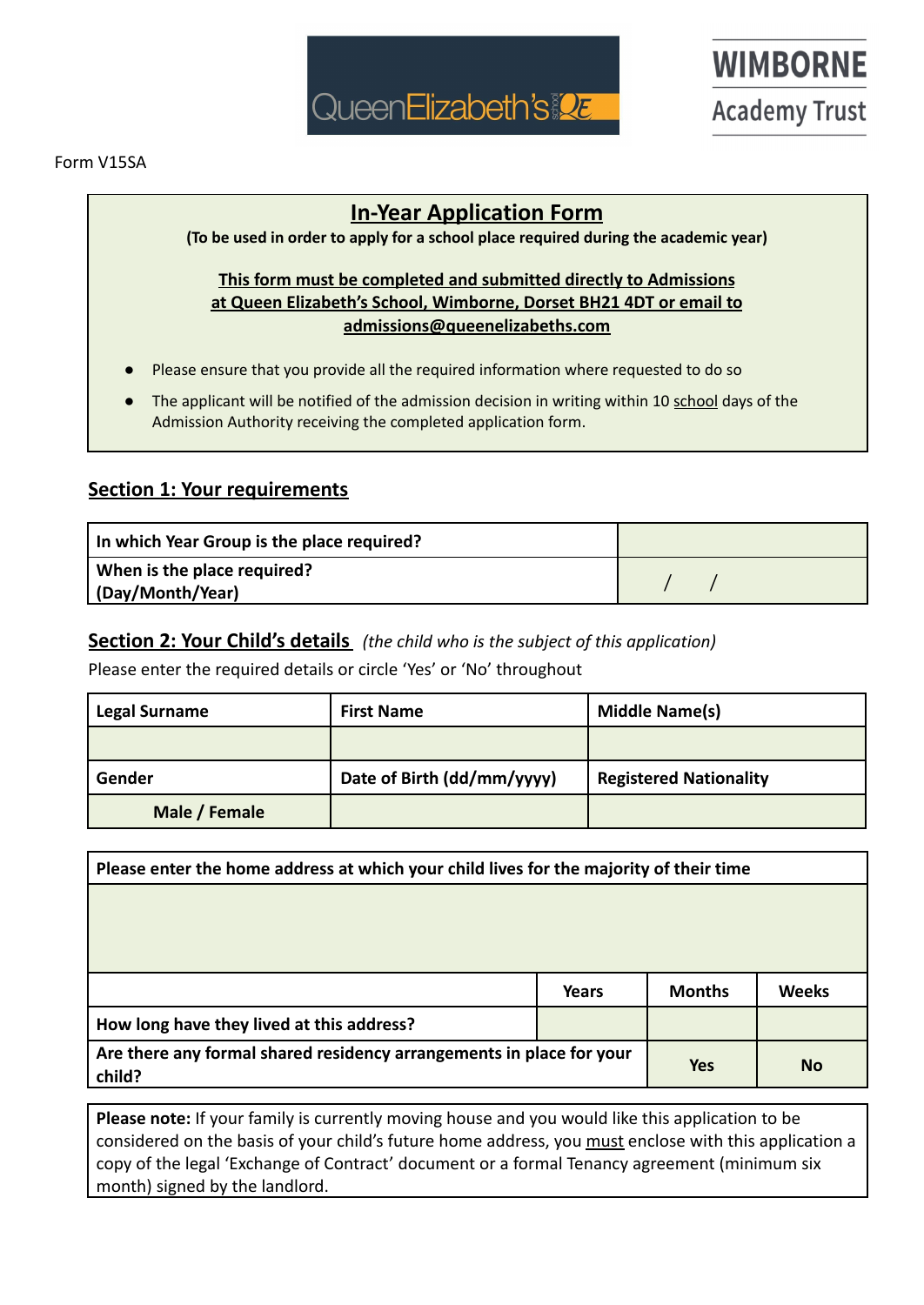Form V15SA

# In-Year Application Form

**(To be used in order to apply for a school place required during the academic year)**

**This form must be completed and submitted directly to Admissions at Queen Elizabeth's School, Wimborne, Dorset BH21 4DT or email to admissions@queenelizabeths.com**

- Please ensure that you provide all the required information where requested to do so
- The applicant will be notified of the admission decision in writing within 10 school days of the Admission Authority receiving the completed application form.

## Section 1: Your requirements

| | |
|---|---|
| **In which Year Group is the place required?** | |
| **When is the place required? (Day/Month/Year)** | / / |

## Section 2: Your Child's details *(the child who is the subject of this application)*

Please enter the required details or circle 'Yes' or 'No' throughout

| **Legal Surname** | **First Name** | **Middle Name(s)** |
|---|---|---|
| | | |
| **Gender** | **Date of Birth (dd/mm/yyyy)** | **Registered Nationality** |
| **Male / Female** | | |

| **Please enter the home address at which your child lives for the majority of their time** | | | |
|---|---|---|---|
| | | | |
| | **Years** | **Months** | **Weeks** |
| **How long have they lived at this address?** | | | |
| **Are there any formal shared residency arrangements in place for your child?** | | **Yes** | **No** |

**Please note:** If your family is currently moving house and you would like this application to be considered on the basis of your child's future home address, you must enclose with this application a copy of the legal 'Exchange of Contract' document or a formal Tenancy agreement (minimum six month) signed by the landlord.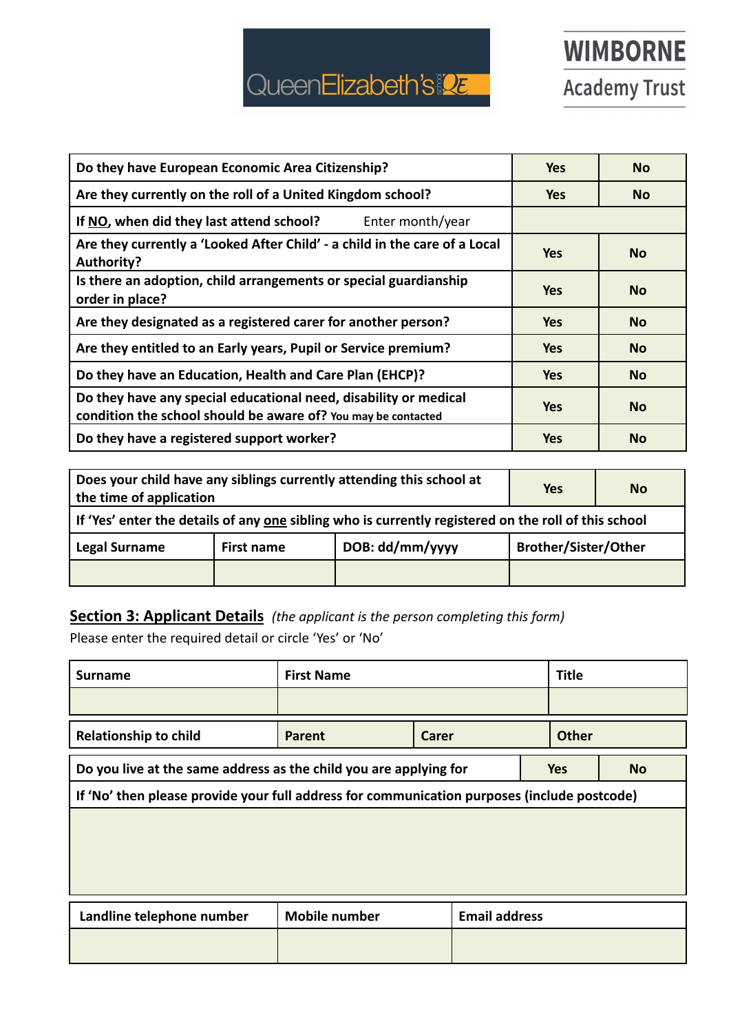| Do they have European Economic Area Citizenship? | Yes | No |
|---|---|---|
| Are they currently on the roll of a United Kingdom school? | Yes | No |
| If **NO**, when did they last attend school? Enter month/year | | |
| Are they currently a 'Looked After Child' - a child in the care of a Local Authority? | Yes | No |
| Is there an adoption, child arrangements or special guardianship order in place? | Yes | No |
| Are they designated as a registered carer for another person? | Yes | No |
| Are they entitled to an Early years, Pupil or Service premium? | Yes | No |
| Do they have an Education, Health and Care Plan (EHCP)? | Yes | No |
| Do they have any special educational need, disability or medical condition the school should be aware of? You may be contacted | Yes | No |
| Do they have a registered support worker? | Yes | No |

| Does your child have any siblings currently attending this school at the time of application | | Yes | No |
|---|---|---|---|
| If 'Yes' enter the details of any **one** sibling who is currently registered on the roll of this school | | | |
| Legal Surname | First name | DOB: dd/mm/yyyy | Brother/Sister/Other |
| | | | |

## Section 3: Applicant Details *(the applicant is the person completing this form)*

Please enter the required detail or circle 'Yes' or 'No'

| Surname | First Name | Title |
|---|---|---|
| | | |

| Relationship to child | Parent | Carer | Other |
|---|---|---|---|

| Do you live at the same address as the child you are applying for | Yes | No |
|---|---|---|
| If 'No' then please provide your full address for communication purposes (include postcode) | | |
| | | |

| Landline telephone number | Mobile number | Email address |
|---|---|---|
| | | |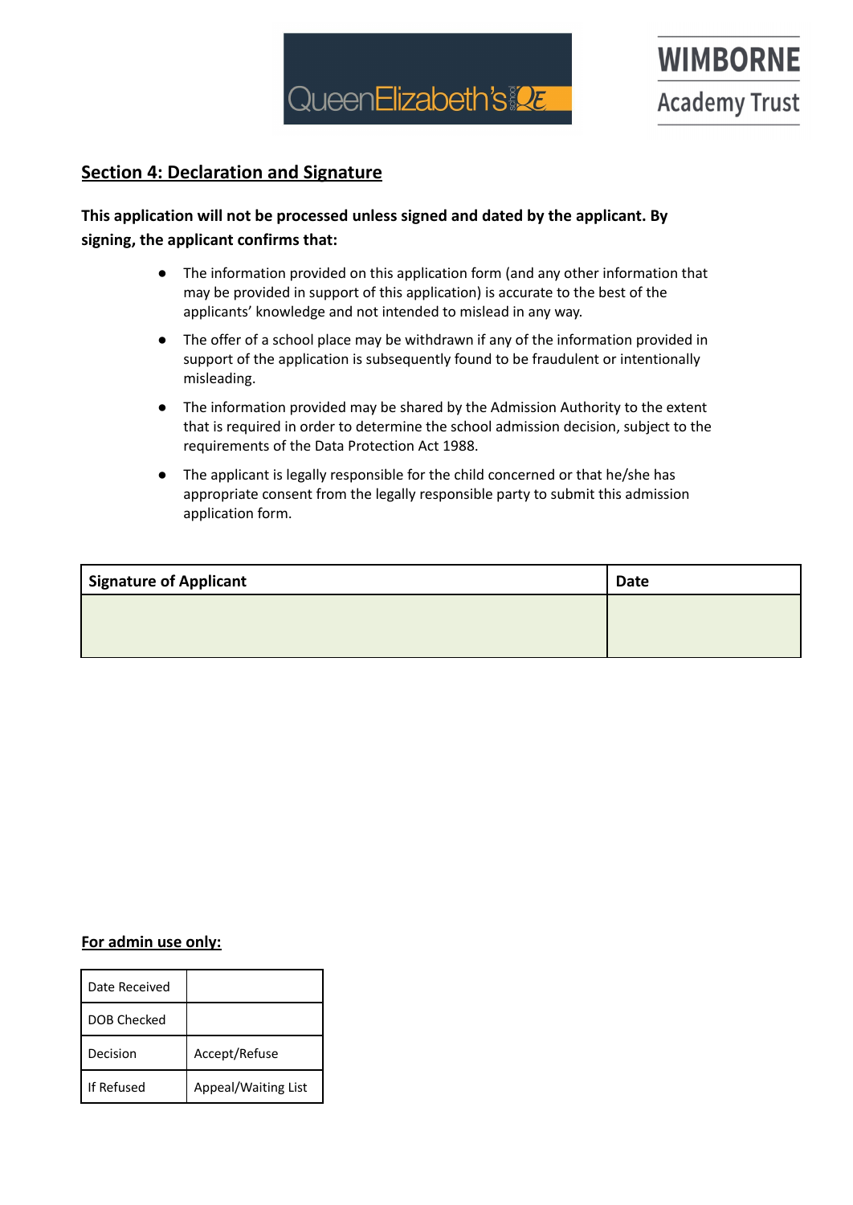## Section 4: Declaration and Signature

**This application will not be processed unless signed and dated by the applicant. By signing, the applicant confirms that:**

- The information provided on this application form (and any other information that may be provided in support of this application) is accurate to the best of the applicants' knowledge and not intended to mislead in any way.
- The offer of a school place may be withdrawn if any of the information provided in support of the application is subsequently found to be fraudulent or intentionally misleading.
- The information provided may be shared by the Admission Authority to the extent that is required in order to determine the school admission decision, subject to the requirements of the Data Protection Act 1988.
- The applicant is legally responsible for the child concerned or that he/she has appropriate consent from the legally responsible party to submit this admission application form.

| **Signature of Applicant** | **Date** |
|---|---|
| | |

**For admin use only:**

| | |
|---|---|
| Date Received | |
| DOB Checked | |
| Decision | Accept/Refuse |
| If Refused | Appeal/Waiting List |